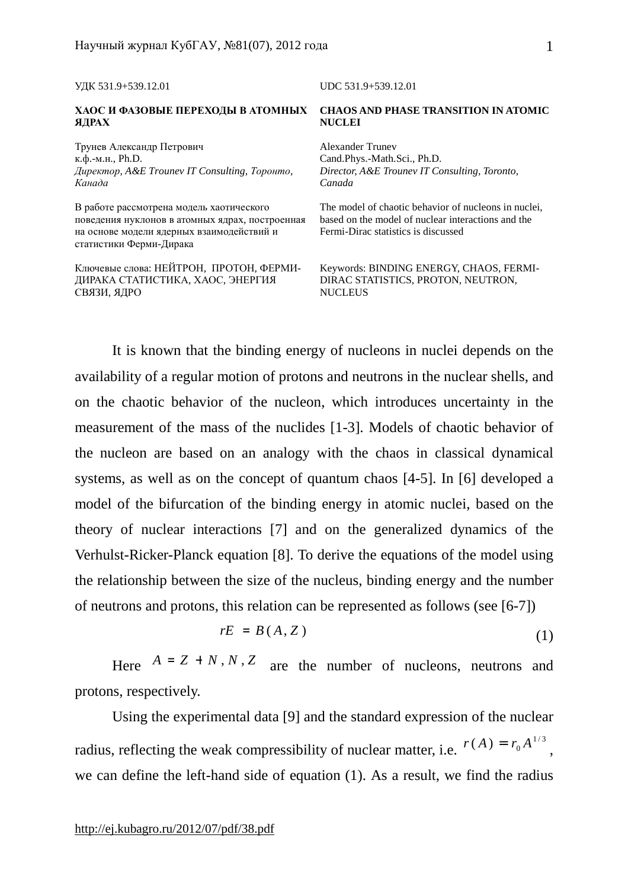УДК 531.9+539.12.01

UDC 531.9+539.12.01

**ХАОС И ФАЗОВЫЕ ПЕРЕХОДЫ В АТОМНЫХ ЯДРАХ**

**CHAOS AND PHASE TRANSITION IN ATOMIC NUCLEI**

Трунев Александр Петрович
к.ф.-м.н., Ph.D.
*Директор, A&E Trounev IT Consulting, Торонто, Канада*

Alexander Trunev
Cand.Phys.-Math.Sci., Ph.D.
*Director, A&E Trounev IT Consulting, Toronto, Canada*

В работе рассмотрена модель хаотического поведения нуклонов в атомных ядрах, построенная на основе модели ядерных взаимодействий и статистики Ферми-Дирака

The model of chaotic behavior of nucleons in nuclei, based on the model of nuclear interactions and the Fermi-Dirac statistics is discussed

Ключевые слова: НЕЙТРОН, ПРОТОН, ФЕРМИ-ДИРАКА СТАТИСТИКА, ХАОС, ЭНЕРГИЯ СВЯЗИ, ЯДРО

Keywords: BINDING ENERGY, CHAOS, FERMI-DIRAC STATISTICS, PROTON, NEUTRON, NUCLEUS

It is known that the binding energy of nucleons in nuclei depends on the availability of a regular motion of protons and neutrons in the nuclear shells, and on the chaotic behavior of the nucleon, which introduces uncertainty in the measurement of the mass of the nuclides [1-3]. Models of chaotic behavior of the nucleon are based on an analogy with the chaos in classical dynamical systems, as well as on the concept of quantum chaos [4-5]. In [6] developed a model of the bifurcation of the binding energy in atomic nuclei, based on the theory of nuclear interactions [7] and on the generalized dynamics of the Verhulst-Ricker-Planck equation [8]. To derive the equations of the model using the relationship between the size of the nucleus, binding energy and the number of neutrons and protons, this relation can be represented as follows (see [6-7])

$$rE = B(A, Z) \tag{1}$$

Here $A = Z + N, N, Z$ are the number of nucleons, neutrons and protons, respectively.

Using the experimental data [9] and the standard expression of the nuclear radius, reflecting the weak compressibility of nuclear matter, i.e. $r(A) = r_0 A^{1/3}$, we can define the left-hand side of equation (1). As a result, we find the radius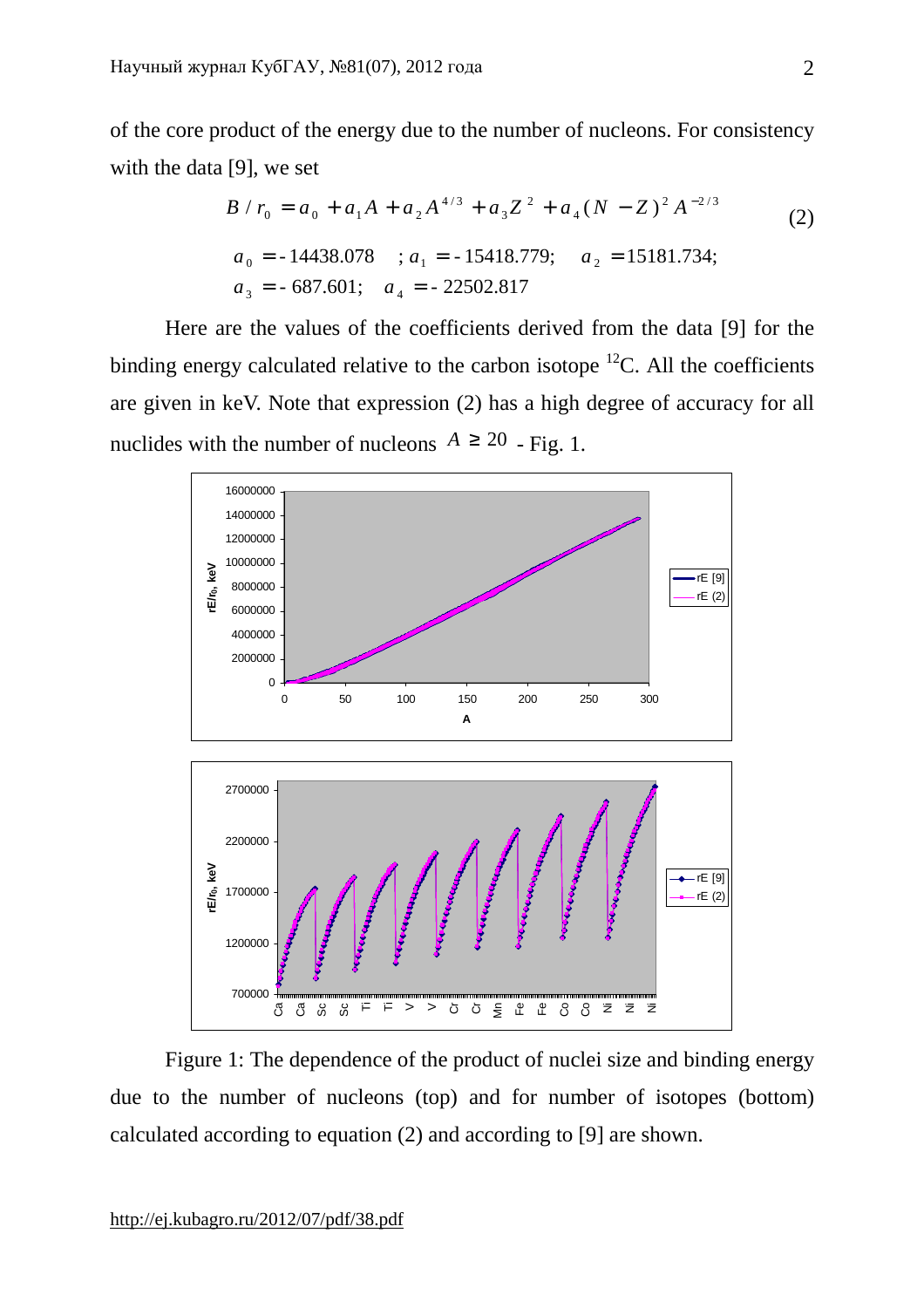of the core product of the energy due to the number of nucleons. For consistency with the data [9], we set

$$B / r_0 = a_0 + a_1 A + a_2 A^{4/3} + a_3 Z^2 + a_4 (N - Z)^2 A^{-2/3} \tag{2}$$

$$a_0 = -14438.078 \quad ; a_1 = -15418.779; \quad a_2 = 15181.734;$$
$$a_3 = -687.601; \quad a_4 = -22502.817$$

Here are the values of the coefficients derived from the data [9] for the binding energy calculated relative to the carbon isotope $^{12}C$. All the coefficients are given in keV. Note that expression (2) has a high degree of accuracy for all nuclides with the number of nucleons $A \geq 20$ - Fig. 1.

Figure 1: The dependence of the product of nuclei size and binding energy due to the number of nucleons (top) and for number of isotopes (bottom) calculated according to equation (2) and according to [9] are shown.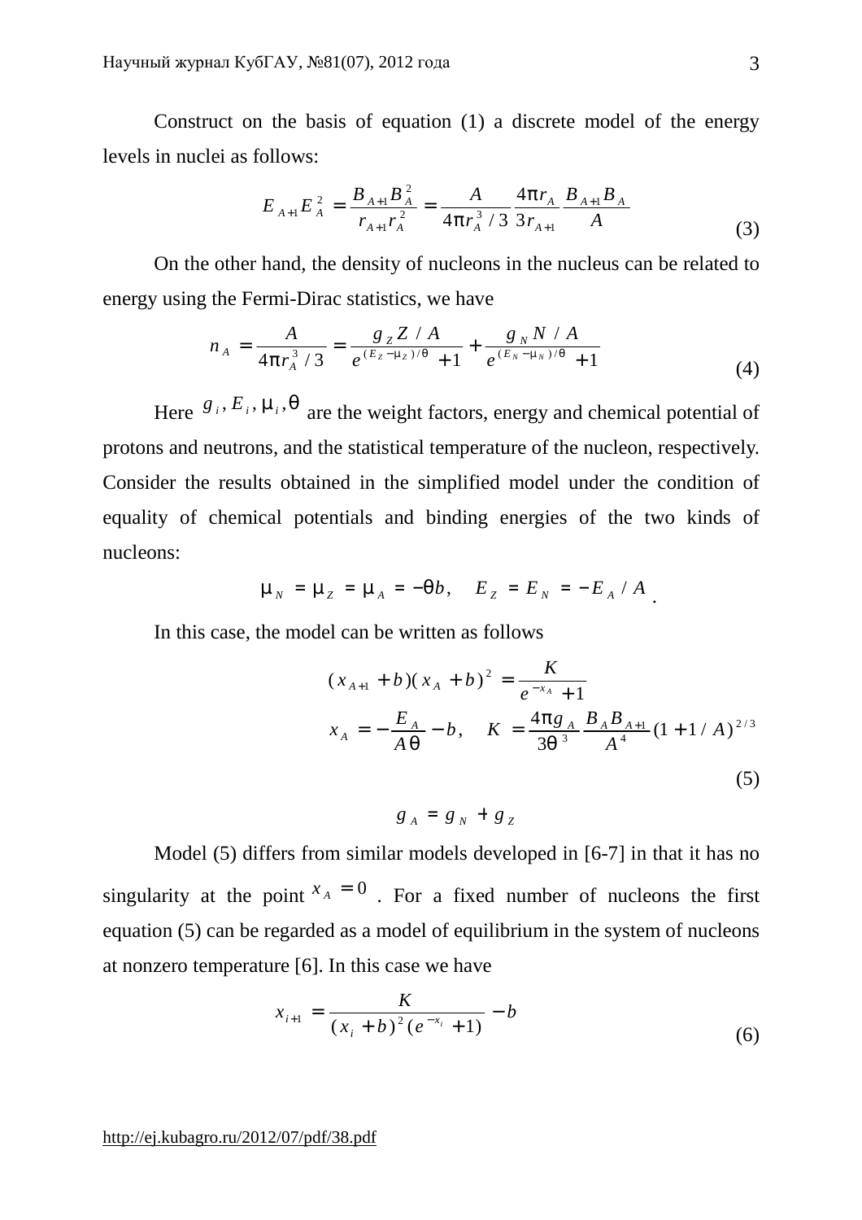Construct on the basis of equation (1) a discrete model of the energy levels in nuclei as follows:

$$E_{A+1}E_A^2 = \frac{B_{A+1}B_A^2}{r_{A+1}r_A^2} = \frac{A}{4\pi r_A^3/3}\frac{4\pi r_A}{3r_{A+1}}\frac{B_{A+1}B_A}{A} \tag{3}$$

On the other hand, the density of nucleons in the nucleus can be related to energy using the Fermi-Dirac statistics, we have

$$n_A = \frac{A}{4\pi r_A^3/3} = \frac{g_Z Z/A}{e^{(E_Z-\mu_Z)/\theta}+1} + \frac{g_N N/A}{e^{(E_N-\mu_N)/\theta}+1} \tag{4}$$

Here $g_i, E_i, \mu_i, \theta$ are the weight factors, energy and chemical potential of protons and neutrons, and the statistical temperature of the nucleon, respectively. Consider the results obtained in the simplified model under the condition of equality of chemical potentials and binding energies of the two kinds of nucleons:

$$\mu_N = \mu_Z = \mu_A = -\theta b, \quad E_Z = E_N = -E_A/A.$$

In this case, the model can be written as follows

$$(x_{A+1}+b)(x_A+b)^2 = \frac{K}{e^{-x_A}+1}$$
$$x_A = -\frac{E_A}{A\theta} - b, \quad K = \frac{4\pi g_A}{3\theta^3}\frac{B_A B_{A+1}}{A^4}(1+1/A)^{2/3} \tag{5}$$
$$g_A = g_N + g_Z$$

Model (5) differs from similar models developed in [6-7] in that it has no singularity at the point $x_A = 0$. For a fixed number of nucleons the first equation (5) can be regarded as a model of equilibrium in the system of nucleons at nonzero temperature [6]. In this case we have

$$x_{i+1} = \frac{K}{(x_i+b)^2(e^{-x_i}+1)} - b \tag{6}$$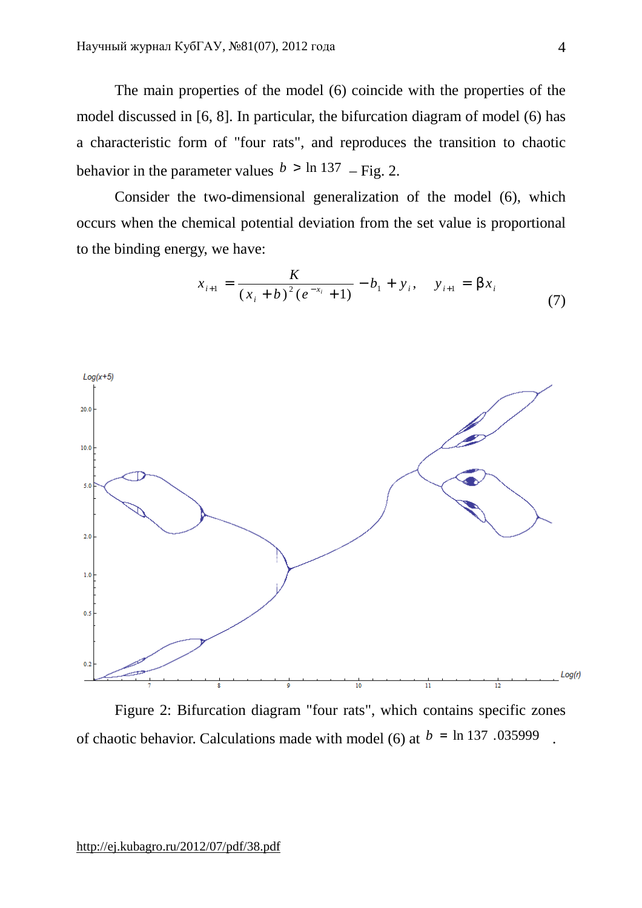The main properties of the model (6) coincide with the properties of the model discussed in [6, 8]. In particular, the bifurcation diagram of model (6) has a characteristic form of "four rats", and reproduces the transition to chaotic behavior in the parameter values $b > \ln 137$ – Fig. 2.

Consider the two-dimensional generalization of the model (6), which occurs when the chemical potential deviation from the set value is proportional to the binding energy, we have:

$$x_{i+1} = \frac{K}{(x_i + b)^2 (e^{-x_i} + 1)} - b_1 + y_i, \quad y_{i+1} = \beta x_i \tag{7}$$

Figure 2: Bifurcation diagram "four rats", which contains specific zones of chaotic behavior. Calculations made with model (6) at $b = \ln 137.035999$.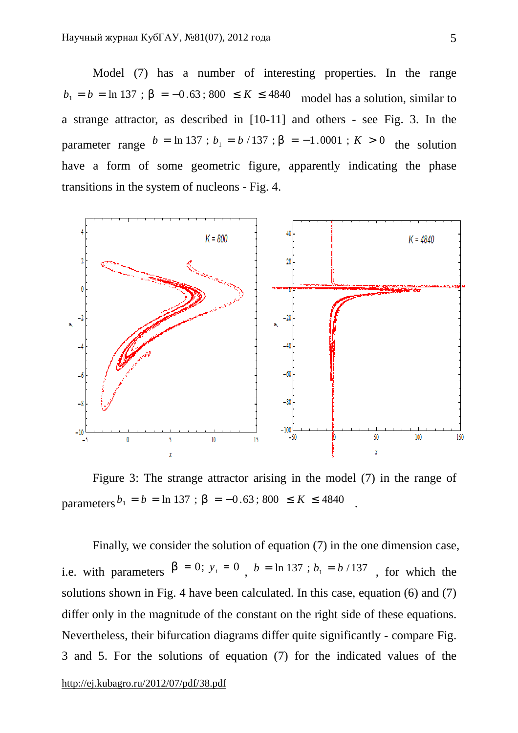Model (7) has a number of interesting properties. In the range $b_1 = b = \ln 137$; $\beta = -0.63$; $800 \le K \le 4840$ model has a solution, similar to a strange attractor, as described in [10-11] and others - see Fig. 3. In the parameter range $b = \ln 137$; $b_1 = b/137$; $\beta = -1.0001$; $K > 0$ the solution have a form of some geometric figure, apparently indicating the phase transitions in the system of nucleons - Fig. 4.

Figure 3: The strange attractor arising in the model (7) in the range of parameters $b_1 = b = \ln 137$; $\beta = -0.63$; $800 \le K \le 4840$ .

Finally, we consider the solution of equation (7) in the one dimension case, i.e. with parameters $\beta = 0$; $y_i = 0$ , $b = \ln 137$; $b_1 = b/137$ , for which the solutions shown in Fig. 4 have been calculated. In this case, equation (6) and (7) differ only in the magnitude of the constant on the right side of these equations. Nevertheless, their bifurcation diagrams differ quite significantly - compare Fig. 3 and 5. For the solutions of equation (7) for the indicated values of the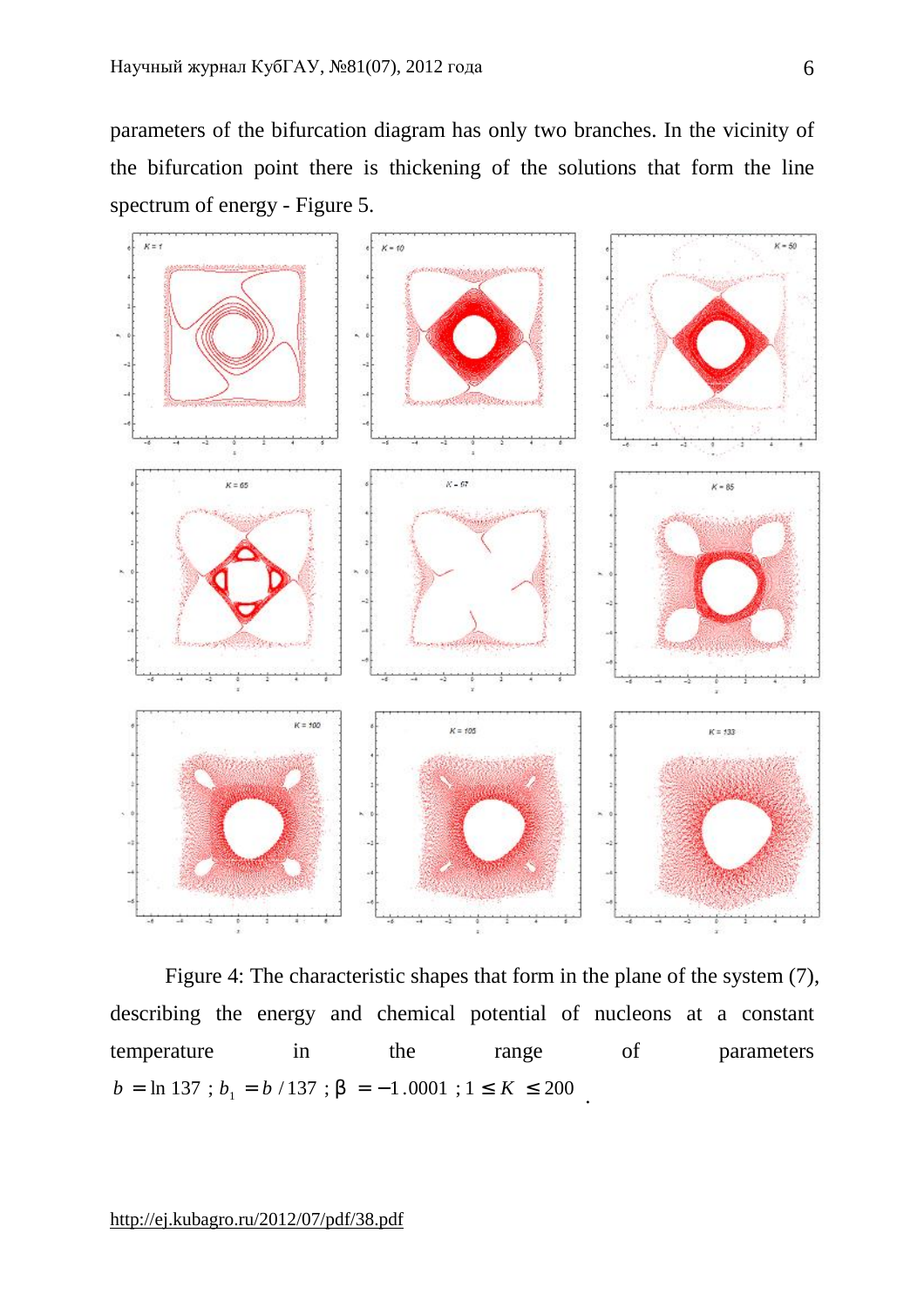parameters of the bifurcation diagram has only two branches. In the vicinity of the bifurcation point there is thickening of the solutions that form the line spectrum of energy - Figure 5.

Figure 4: The characteristic shapes that form in the plane of the system (7), describing the energy and chemical potential of nucleons at a constant temperature in the range of parameters $b = \ln 137$ ; $b_1 = b / 137$ ; $\beta = -1.0001$ ; $1 \le K \le 200$ .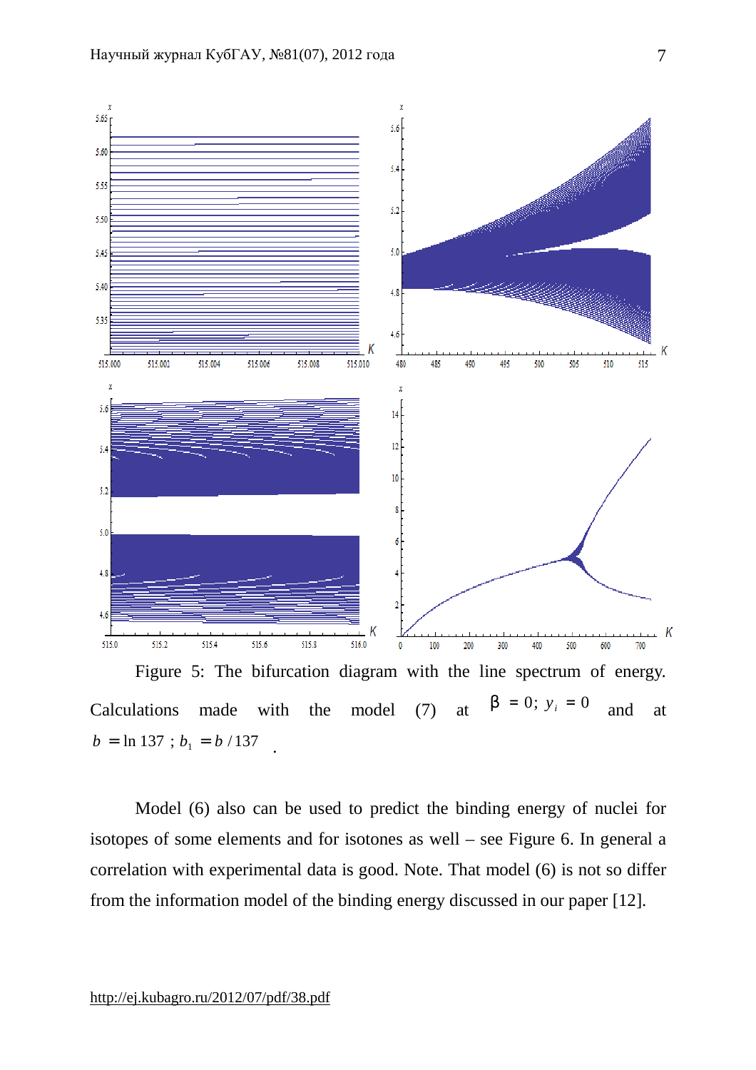Figure 5: The bifurcation diagram with the line spectrum of energy. Calculations made with the model (7) at $\beta = 0;\ y_i = 0$ and at $b = \ln 137$ ; $b_1 = b / 137$ .

Model (6) also can be used to predict the binding energy of nuclei for isotopes of some elements and for isotones as well – see Figure 6. In general a correlation with experimental data is good. Note. That model (6) is not so differ from the information model of the binding energy discussed in our paper [12].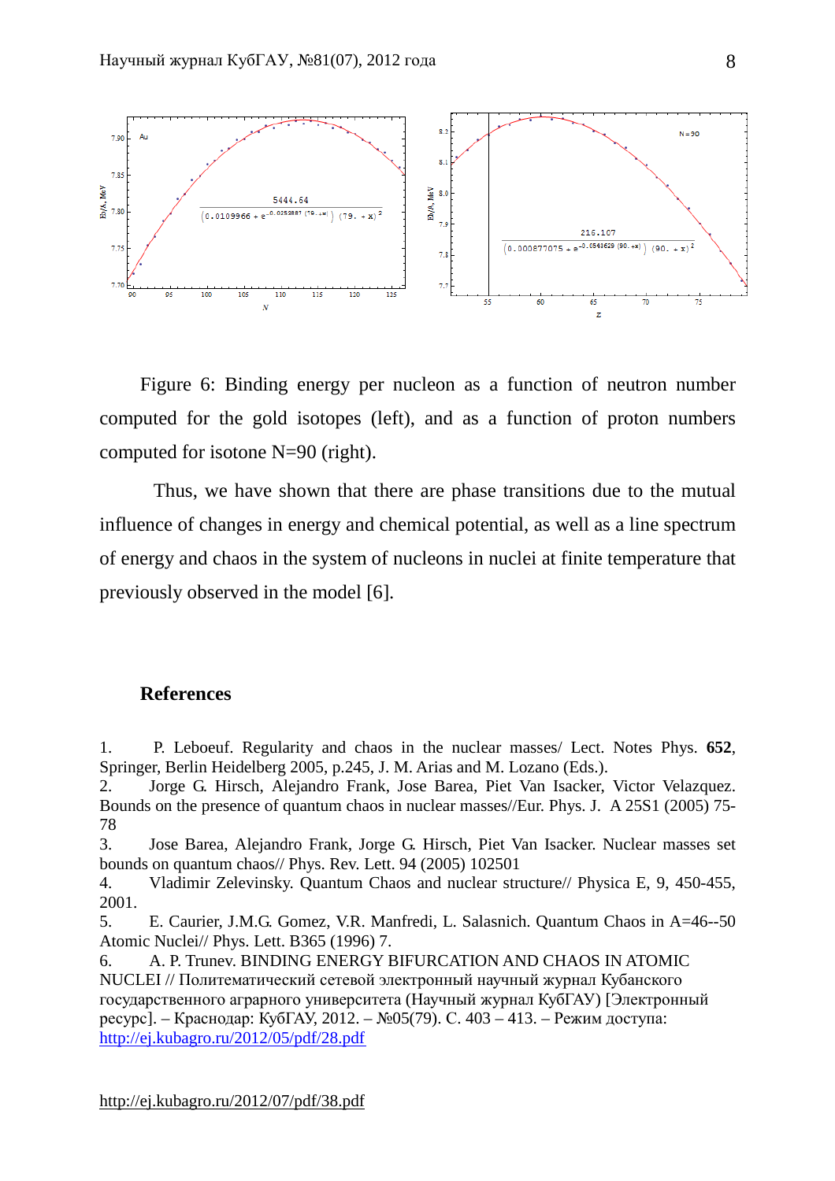Figure 6: Binding energy per nucleon as a function of neutron number computed for the gold isotopes (left), and as a function of proton numbers computed for isotone N=90 (right).

Thus, we have shown that there are phase transitions due to the mutual influence of changes in energy and chemical potential, as well as a line spectrum of energy and chaos in the system of nucleons in nuclei at finite temperature that previously observed in the model [6].

## References

1. P. Leboeuf. Regularity and chaos in the nuclear masses/ Lect. Notes Phys. **652**, Springer, Berlin Heidelberg 2005, p.245, J. M. Arias and M. Lozano (Eds.).
2. Jorge G. Hirsch, Alejandro Frank, Jose Barea, Piet Van Isacker, Victor Velazquez. Bounds on the presence of quantum chaos in nuclear masses//Eur. Phys. J. A 25S1 (2005) 75-78
3. Jose Barea, Alejandro Frank, Jorge G. Hirsch, Piet Van Isacker. Nuclear masses set bounds on quantum chaos// Phys. Rev. Lett. 94 (2005) 102501
4. Vladimir Zelevinsky. Quantum Chaos and nuclear structure// Physica E, 9, 450-455, 2001.
5. E. Caurier, J.M.G. Gomez, V.R. Manfredi, L. Salasnich. Quantum Chaos in A=46--50 Atomic Nuclei// Phys. Lett. B365 (1996) 7.
6. A. P. Trunev. BINDING ENERGY BIFURCATION AND CHAOS IN ATOMIC NUCLEI // Политематический сетевой электронный научный журнал Кубанского государственного аграрного университета (Научный журнал КубГАУ) [Электронный ресурс]. – Краснодар: КубГАУ, 2012. – №05(79). С. 403 – 413. – Режим доступа: http://ej.kubagro.ru/2012/05/pdf/28.pdf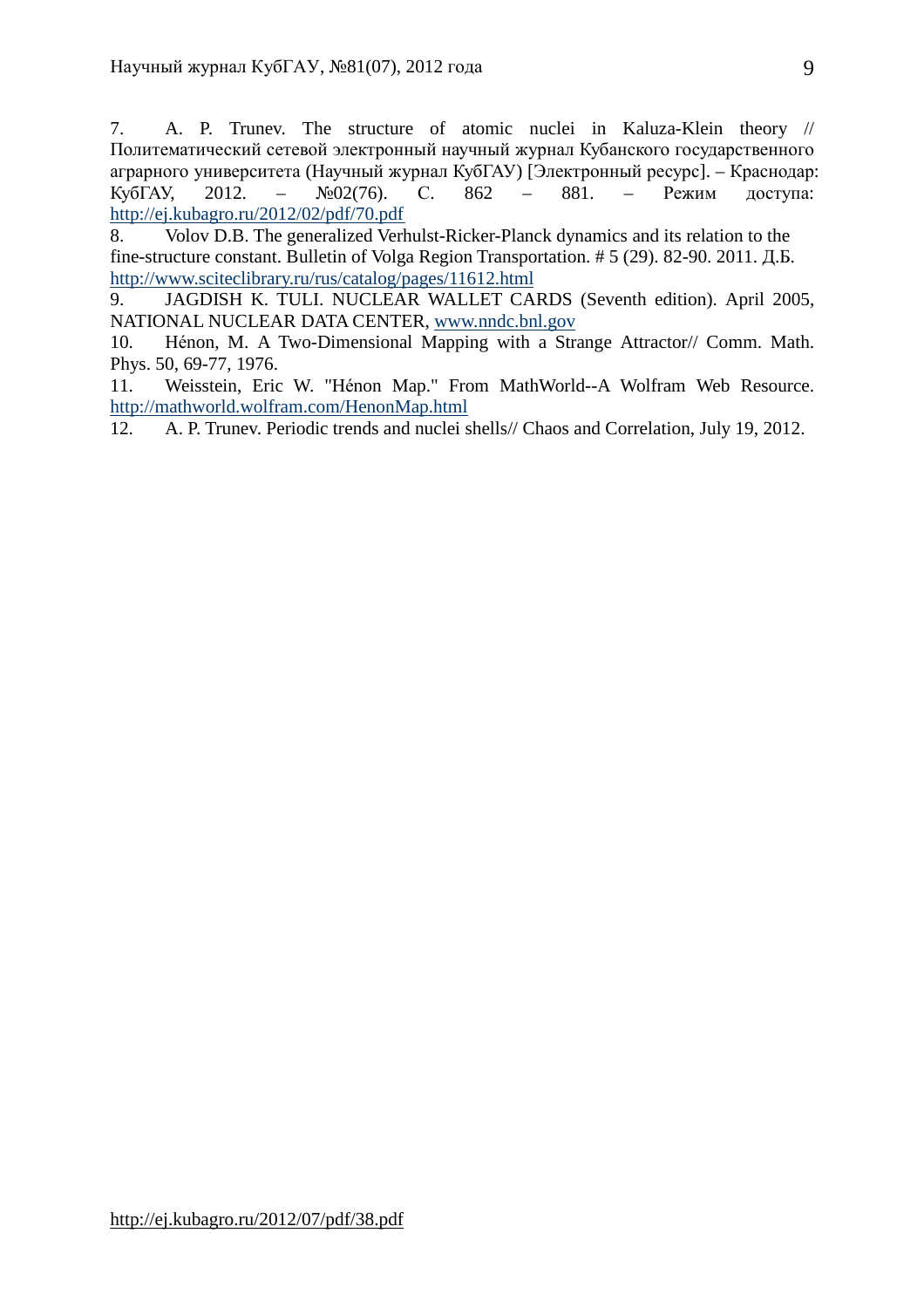7. A. P. Trunev. The structure of atomic nuclei in Kaluza-Klein theory // Политематический сетевой электронный научный журнал Кубанского государственного аграрного университета (Научный журнал КубГАУ) [Электронный ресурс]. – Краснодар: КубГАУ, 2012. – №02(76). С. 862 – 881. – Режим доступа: http://ej.kubagro.ru/2012/02/pdf/70.pdf

8. Volov D.B. The generalized Verhulst-Ricker-Planck dynamics and its relation to the fine-structure constant. Bulletin of Volga Region Transportation. # 5 (29). 82-90. 2011. Д.Б. http://www.sciteclibrary.ru/rus/catalog/pages/11612.html

9. JAGDISH K. TULI. NUCLEAR WALLET CARDS (Seventh edition). April 2005, NATIONAL NUCLEAR DATA CENTER, www.nndc.bnl.gov

10. Hénon, M. A Two-Dimensional Mapping with a Strange Attractor// Comm. Math. Phys. 50, 69-77, 1976.

11. Weisstein, Eric W. "Hénon Map." From MathWorld--A Wolfram Web Resource. http://mathworld.wolfram.com/HenonMap.html

12. A. P. Trunev. Periodic trends and nuclei shells// Chaos and Correlation, July 19, 2012.